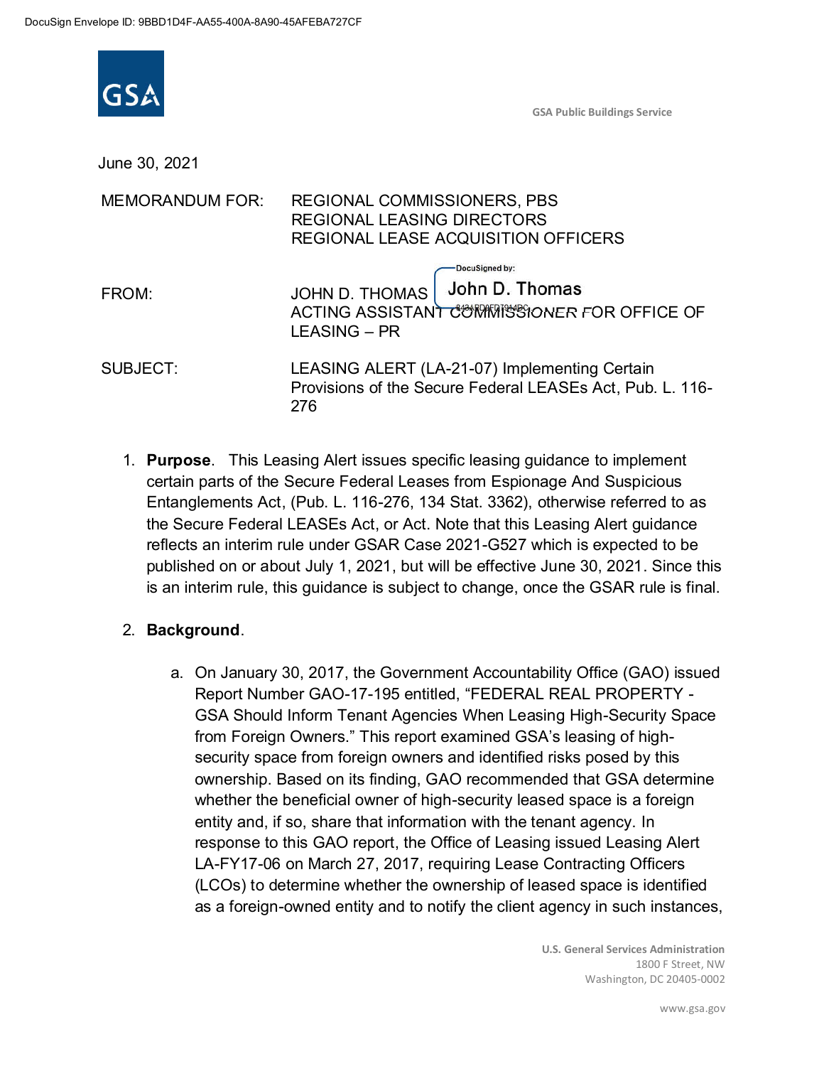DocuSign Envelope ID: 9BBD1D4F-AA55-400A-8A90-45AFEBA727CF

GSA Public Buildings Service

June 30, 2021

MEMORANDUM FOR: REGIONAL COMMISSIONERS, PBS
REGIONAL LEASING DIRECTORS
REGIONAL LEASE ACQUISITION OFFICERS

FROM: JOHN D. THOMAS
ACTING ASSISTANT COMMISSIONER FOR OFFICE OF LEASING – PR

SUBJECT: LEASING ALERT (LA-21-07) Implementing Certain Provisions of the Secure Federal LEASEs Act, Pub. L. 116-276

1. **Purpose**. This Leasing Alert issues specific leasing guidance to implement certain parts of the Secure Federal Leases from Espionage And Suspicious Entanglements Act, (Pub. L. 116-276, 134 Stat. 3362), otherwise referred to as the Secure Federal LEASEs Act, or Act. Note that this Leasing Alert guidance reflects an interim rule under GSAR Case 2021-G527 which is expected to be published on or about July 1, 2021, but will be effective June 30, 2021. Since this is an interim rule, this guidance is subject to change, once the GSAR rule is final.

2. **Background**.

   a. On January 30, 2017, the Government Accountability Office (GAO) issued Report Number GAO-17-195 entitled, "FEDERAL REAL PROPERTY - GSA Should Inform Tenant Agencies When Leasing High-Security Space from Foreign Owners." This report examined GSA's leasing of high-security space from foreign owners and identified risks posed by this ownership. Based on its finding, GAO recommended that GSA determine whether the beneficial owner of high-security leased space is a foreign entity and, if so, share that information with the tenant agency. In response to this GAO report, the Office of Leasing issued Leasing Alert LA-FY17-06 on March 27, 2017, requiring Lease Contracting Officers (LCOs) to determine whether the ownership of leased space is identified as a foreign-owned entity and to notify the client agency in such instances,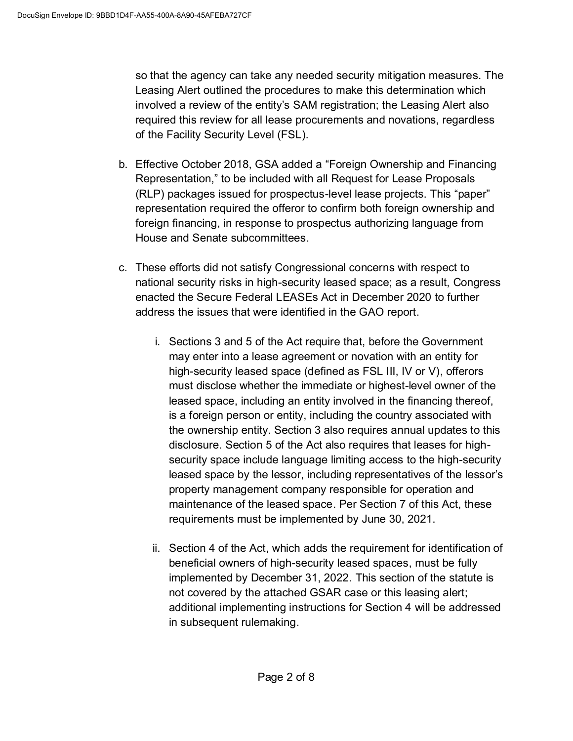so that the agency can take any needed security mitigation measures. The Leasing Alert outlined the procedures to make this determination which involved a review of the entity's SAM registration; the Leasing Alert also required this review for all lease procurements and novations, regardless of the Facility Security Level (FSL).

b. Effective October 2018, GSA added a "Foreign Ownership and Financing Representation," to be included with all Request for Lease Proposals (RLP) packages issued for prospectus-level lease projects. This "paper" representation required the offeror to confirm both foreign ownership and foreign financing, in response to prospectus authorizing language from House and Senate subcommittees.

c. These efforts did not satisfy Congressional concerns with respect to national security risks in high-security leased space; as a result, Congress enacted the Secure Federal LEASEs Act in December 2020 to further address the issues that were identified in the GAO report.

    i. Sections 3 and 5 of the Act require that, before the Government may enter into a lease agreement or novation with an entity for high-security leased space (defined as FSL III, IV or V), offerors must disclose whether the immediate or highest-level owner of the leased space, including an entity involved in the financing thereof, is a foreign person or entity, including the country associated with the ownership entity. Section 3 also requires annual updates to this disclosure. Section 5 of the Act also requires that leases for high-security space include language limiting access to the high-security leased space by the lessor, including representatives of the lessor's property management company responsible for operation and maintenance of the leased space. Per Section 7 of this Act, these requirements must be implemented by June 30, 2021.

    ii. Section 4 of the Act, which adds the requirement for identification of beneficial owners of high-security leased spaces, must be fully implemented by December 31, 2022. This section of the statute is not covered by the attached GSAR case or this leasing alert; additional implementing instructions for Section 4 will be addressed in subsequent rulemaking.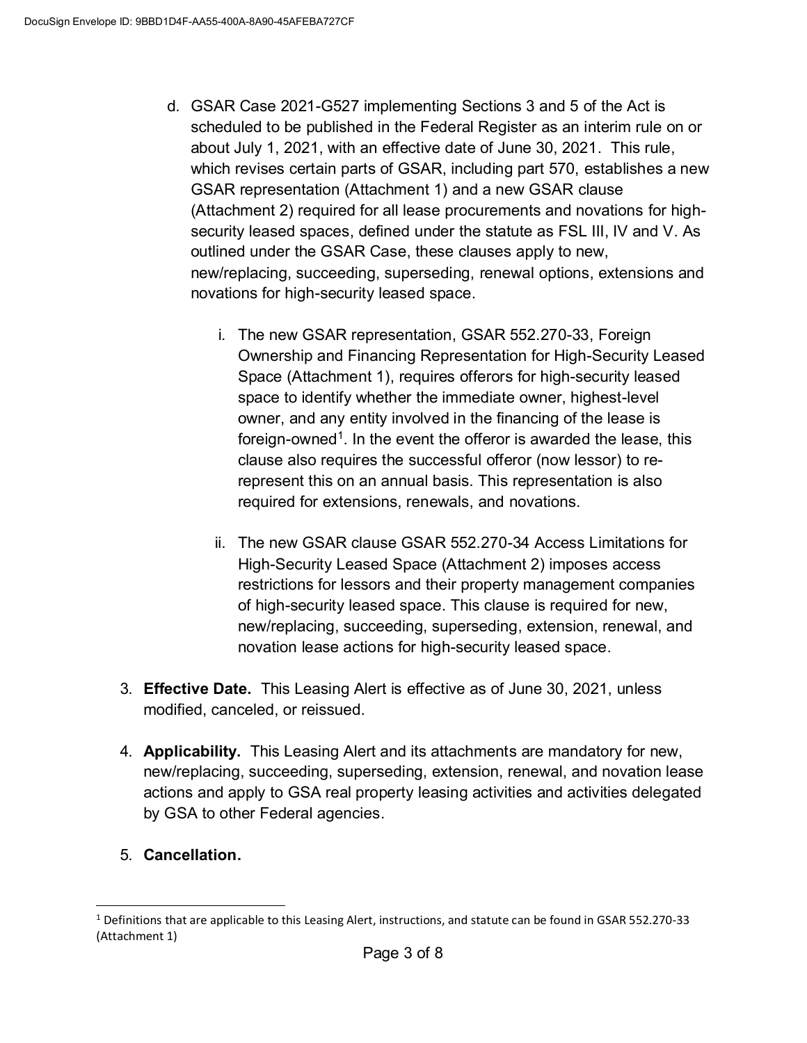d. GSAR Case 2021-G527 implementing Sections 3 and 5 of the Act is scheduled to be published in the Federal Register as an interim rule on or about July 1, 2021, with an effective date of June 30, 2021. This rule, which revises certain parts of GSAR, including part 570, establishes a new GSAR representation (Attachment 1) and a new GSAR clause (Attachment 2) required for all lease procurements and novations for high-security leased spaces, defined under the statute as FSL III, IV and V. As outlined under the GSAR Case, these clauses apply to new, new/replacing, succeeding, superseding, renewal options, extensions and novations for high-security leased space.

   i. The new GSAR representation, GSAR 552.270-33, Foreign Ownership and Financing Representation for High-Security Leased Space (Attachment 1), requires offerors for high-security leased space to identify whether the immediate owner, highest-level owner, and any entity involved in the financing of the lease is foreign-owned[1]. In the event the offeror is awarded the lease, this clause also requires the successful offeror (now lessor) to re-represent this on an annual basis. This representation is also required for extensions, renewals, and novations.

   ii. The new GSAR clause GSAR 552.270-34 Access Limitations for High-Security Leased Space (Attachment 2) imposes access restrictions for lessors and their property management companies of high-security leased space. This clause is required for new, new/replacing, succeeding, superseding, extension, renewal, and novation lease actions for high-security leased space.

3. **Effective Date.** This Leasing Alert is effective as of June 30, 2021, unless modified, canceled, or reissued.

4. **Applicability.** This Leasing Alert and its attachments are mandatory for new, new/replacing, succeeding, superseding, extension, renewal, and novation lease actions and apply to GSA real property leasing activities and activities delegated by GSA to other Federal agencies.

5. **Cancellation.**

---

[1] Definitions that are applicable to this Leasing Alert, instructions, and statute can be found in GSAR 552.270-33 (Attachment 1)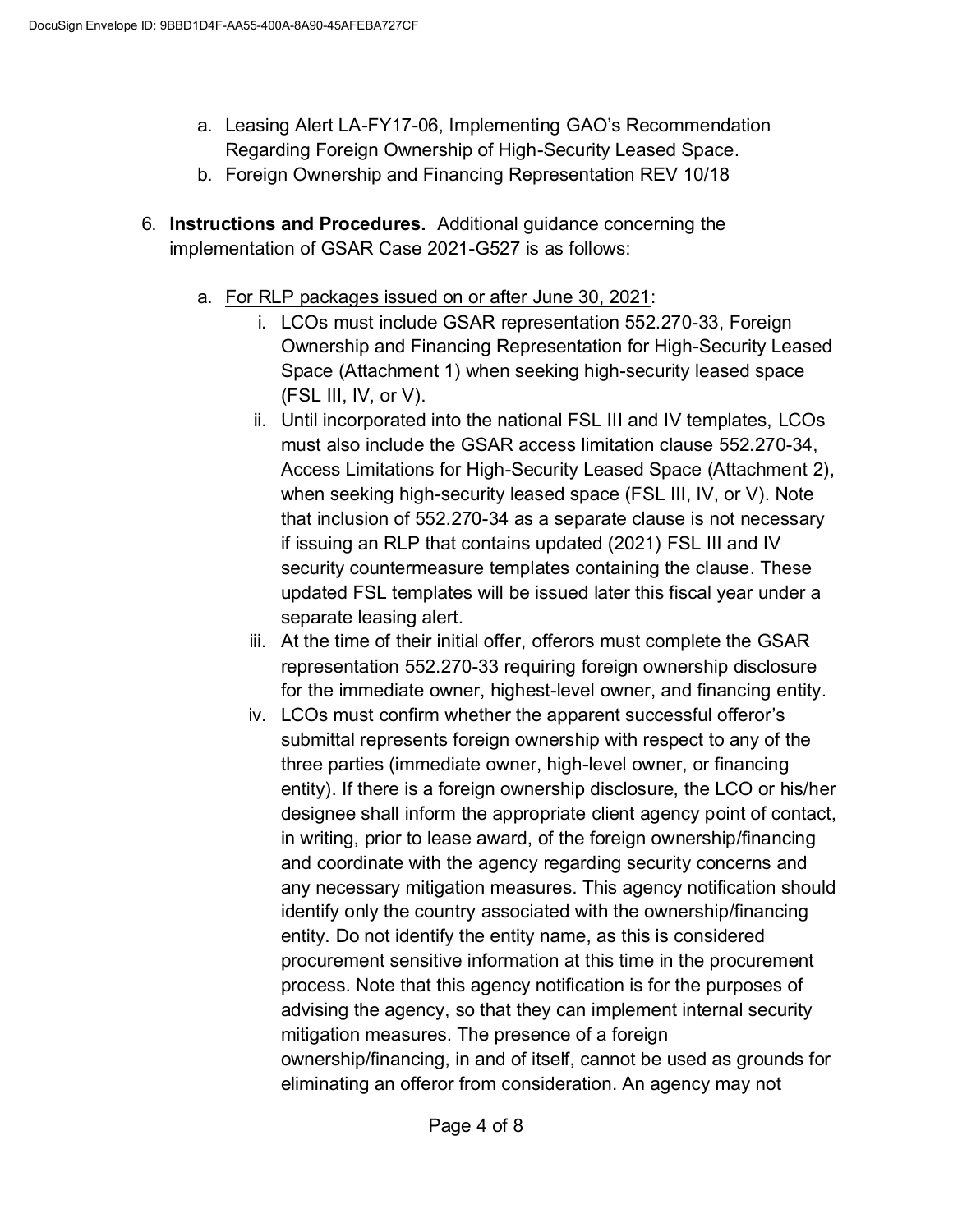a. Leasing Alert LA-FY17-06, Implementing GAO's Recommendation Regarding Foreign Ownership of High-Security Leased Space.
b. Foreign Ownership and Financing Representation REV 10/18

6. **Instructions and Procedures.** Additional guidance concerning the implementation of GSAR Case 2021-G527 is as follows:

   a. <u>For RLP packages issued on or after June 30, 2021</u>:
      i. LCOs must include GSAR representation 552.270-33, Foreign Ownership and Financing Representation for High-Security Leased Space (Attachment 1) when seeking high-security leased space (FSL III, IV, or V).
      ii. Until incorporated into the national FSL III and IV templates, LCOs must also include the GSAR access limitation clause 552.270-34, Access Limitations for High-Security Leased Space (Attachment 2), when seeking high-security leased space (FSL III, IV, or V). Note that inclusion of 552.270-34 as a separate clause is not necessary if issuing an RLP that contains updated (2021) FSL III and IV security countermeasure templates containing the clause. These updated FSL templates will be issued later this fiscal year under a separate leasing alert.
      iii. At the time of their initial offer, offerors must complete the GSAR representation 552.270-33 requiring foreign ownership disclosure for the immediate owner, highest-level owner, and financing entity.
      iv. LCOs must confirm whether the apparent successful offeror's submittal represents foreign ownership with respect to any of the three parties (immediate owner, high-level owner, or financing entity). If there is a foreign ownership disclosure, the LCO or his/her designee shall inform the appropriate client agency point of contact, in writing, prior to lease award, of the foreign ownership/financing and coordinate with the agency regarding security concerns and any necessary mitigation measures. This agency notification should identify only the country associated with the ownership/financing entity. Do not identify the entity name, as this is considered procurement sensitive information at this time in the procurement process. Note that this agency notification is for the purposes of advising the agency, so that they can implement internal security mitigation measures. The presence of a foreign ownership/financing, in and of itself, cannot be used as grounds for eliminating an offeror from consideration. An agency may not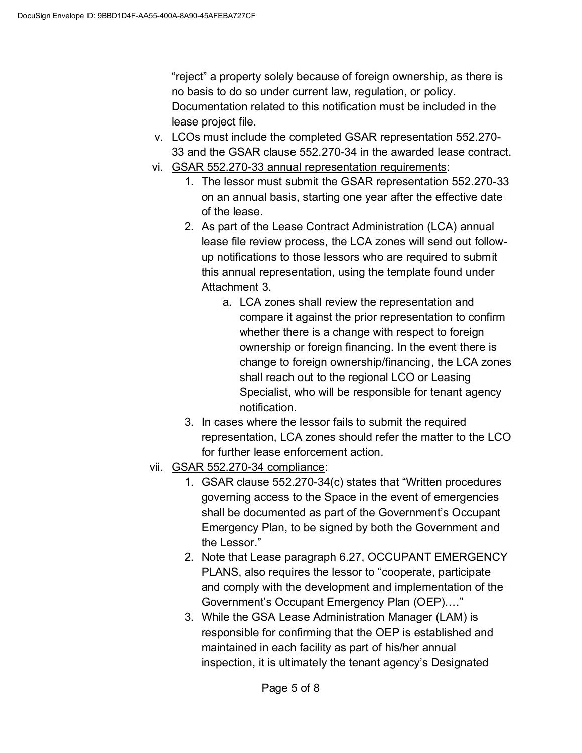"reject" a property solely because of foreign ownership, as there is no basis to do so under current law, regulation, or policy. Documentation related to this notification must be included in the lease project file.

v. LCOs must include the completed GSAR representation 552.270-33 and the GSAR clause 552.270-34 in the awarded lease contract.

vi. GSAR 552.270-33 annual representation requirements:

1. The lessor must submit the GSAR representation 552.270-33 on an annual basis, starting one year after the effective date of the lease.
2. As part of the Lease Contract Administration (LCA) annual lease file review process, the LCA zones will send out follow-up notifications to those lessors who are required to submit this annual representation, using the template found under Attachment 3.
   a. LCA zones shall review the representation and compare it against the prior representation to confirm whether there is a change with respect to foreign ownership or foreign financing. In the event there is change to foreign ownership/financing, the LCA zones shall reach out to the regional LCO or Leasing Specialist, who will be responsible for tenant agency notification.
3. In cases where the lessor fails to submit the required representation, LCA zones should refer the matter to the LCO for further lease enforcement action.

vii. GSAR 552.270-34 compliance:

1. GSAR clause 552.270-34(c) states that "Written procedures governing access to the Space in the event of emergencies shall be documented as part of the Government's Occupant Emergency Plan, to be signed by both the Government and the Lessor."
2. Note that Lease paragraph 6.27, OCCUPANT EMERGENCY PLANS, also requires the lessor to "cooperate, participate and comply with the development and implementation of the Government's Occupant Emergency Plan (OEP)…."
3. While the GSA Lease Administration Manager (LAM) is responsible for confirming that the OEP is established and maintained in each facility as part of his/her annual inspection, it is ultimately the tenant agency's Designated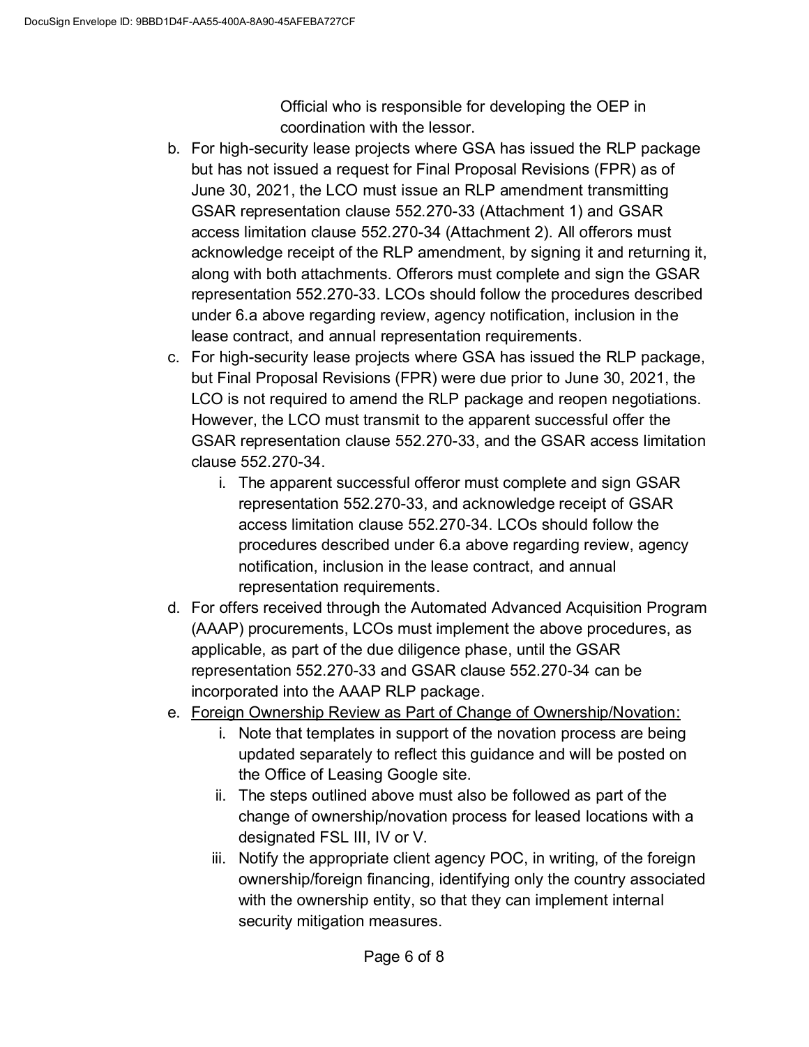Official who is responsible for developing the OEP in coordination with the lessor.

b. For high-security lease projects where GSA has issued the RLP package but has not issued a request for Final Proposal Revisions (FPR) as of June 30, 2021, the LCO must issue an RLP amendment transmitting GSAR representation clause 552.270-33 (Attachment 1) and GSAR access limitation clause 552.270-34 (Attachment 2). All offerors must acknowledge receipt of the RLP amendment, by signing it and returning it, along with both attachments. Offerors must complete and sign the GSAR representation 552.270-33. LCOs should follow the procedures described under 6.a above regarding review, agency notification, inclusion in the lease contract, and annual representation requirements.

c. For high-security lease projects where GSA has issued the RLP package, but Final Proposal Revisions (FPR) were due prior to June 30, 2021, the LCO is not required to amend the RLP package and reopen negotiations. However, the LCO must transmit to the apparent successful offer the GSAR representation clause 552.270-33, and the GSAR access limitation clause 552.270-34.

   i. The apparent successful offeror must complete and sign GSAR representation 552.270-33, and acknowledge receipt of GSAR access limitation clause 552.270-34. LCOs should follow the procedures described under 6.a above regarding review, agency notification, inclusion in the lease contract, and annual representation requirements.

d. For offers received through the Automated Advanced Acquisition Program (AAAP) procurements, LCOs must implement the above procedures, as applicable, as part of the due diligence phase, until the GSAR representation 552.270-33 and GSAR clause 552.270-34 can be incorporated into the AAAP RLP package.

e. <u>Foreign Ownership Review as Part of Change of Ownership/Novation:</u>

   i. Note that templates in support of the novation process are being updated separately to reflect this guidance and will be posted on the Office of Leasing Google site.

   ii. The steps outlined above must also be followed as part of the change of ownership/novation process for leased locations with a designated FSL III, IV or V.

   iii. Notify the appropriate client agency POC, in writing, of the foreign ownership/foreign financing, identifying only the country associated with the ownership entity, so that they can implement internal security mitigation measures.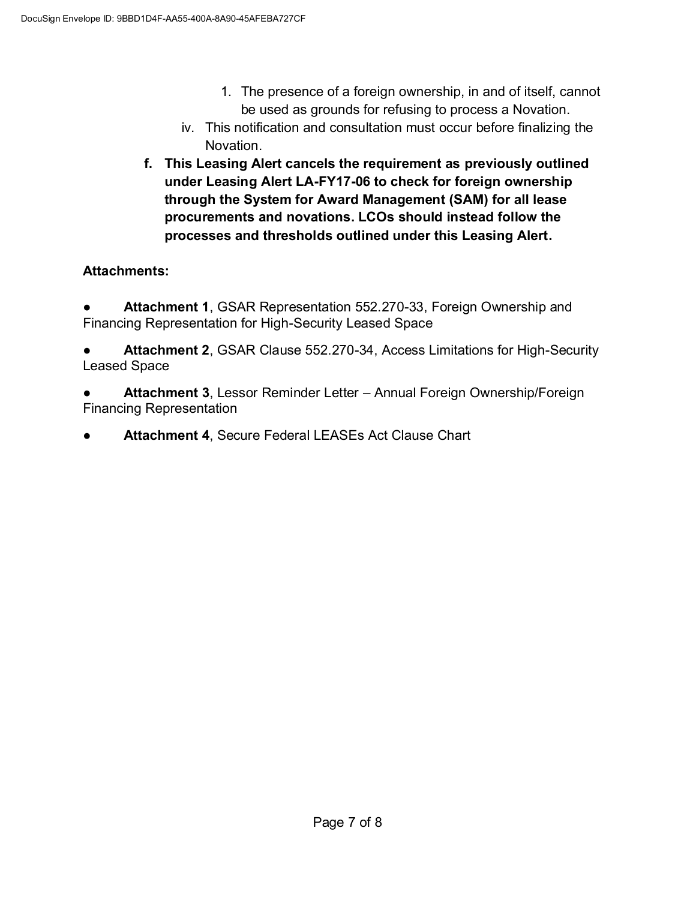1. The presence of a foreign ownership, in and of itself, cannot be used as grounds for refusing to process a Novation.

iv. This notification and consultation must occur before finalizing the Novation.

**f. This Leasing Alert cancels the requirement as previously outlined under Leasing Alert LA-FY17-06 to check for foreign ownership through the System for Award Management (SAM) for all lease procurements and novations. LCOs should instead follow the processes and thresholds outlined under this Leasing Alert.**

**Attachments:**

- **Attachment 1**, GSAR Representation 552.270-33, Foreign Ownership and Financing Representation for High-Security Leased Space
- **Attachment 2**, GSAR Clause 552.270-34, Access Limitations for High-Security Leased Space
- **Attachment 3**, Lessor Reminder Letter – Annual Foreign Ownership/Foreign Financing Representation
- **Attachment 4**, Secure Federal LEASEs Act Clause Chart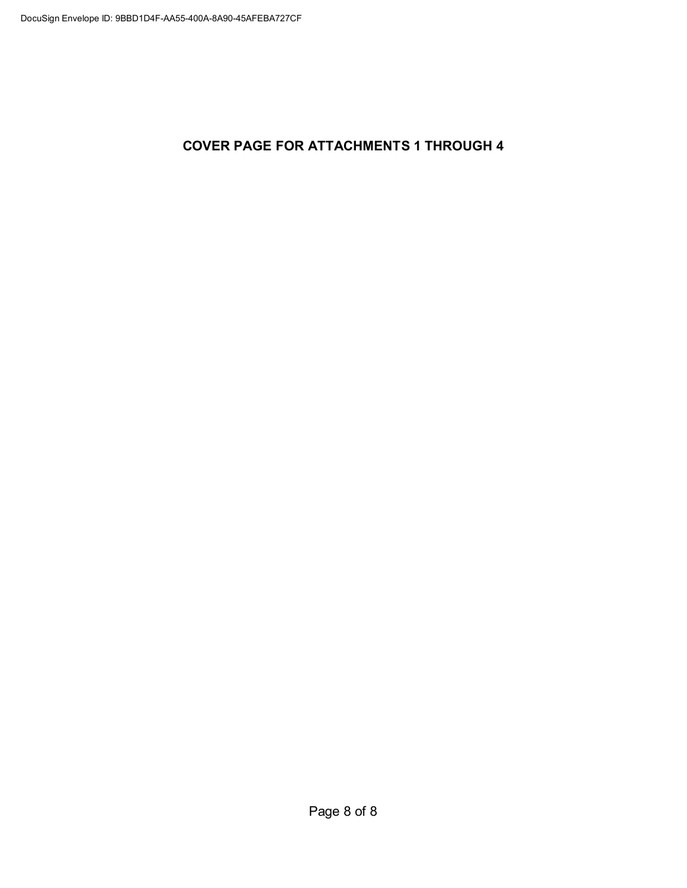# COVER PAGE FOR ATTACHMENTS 1 THROUGH 4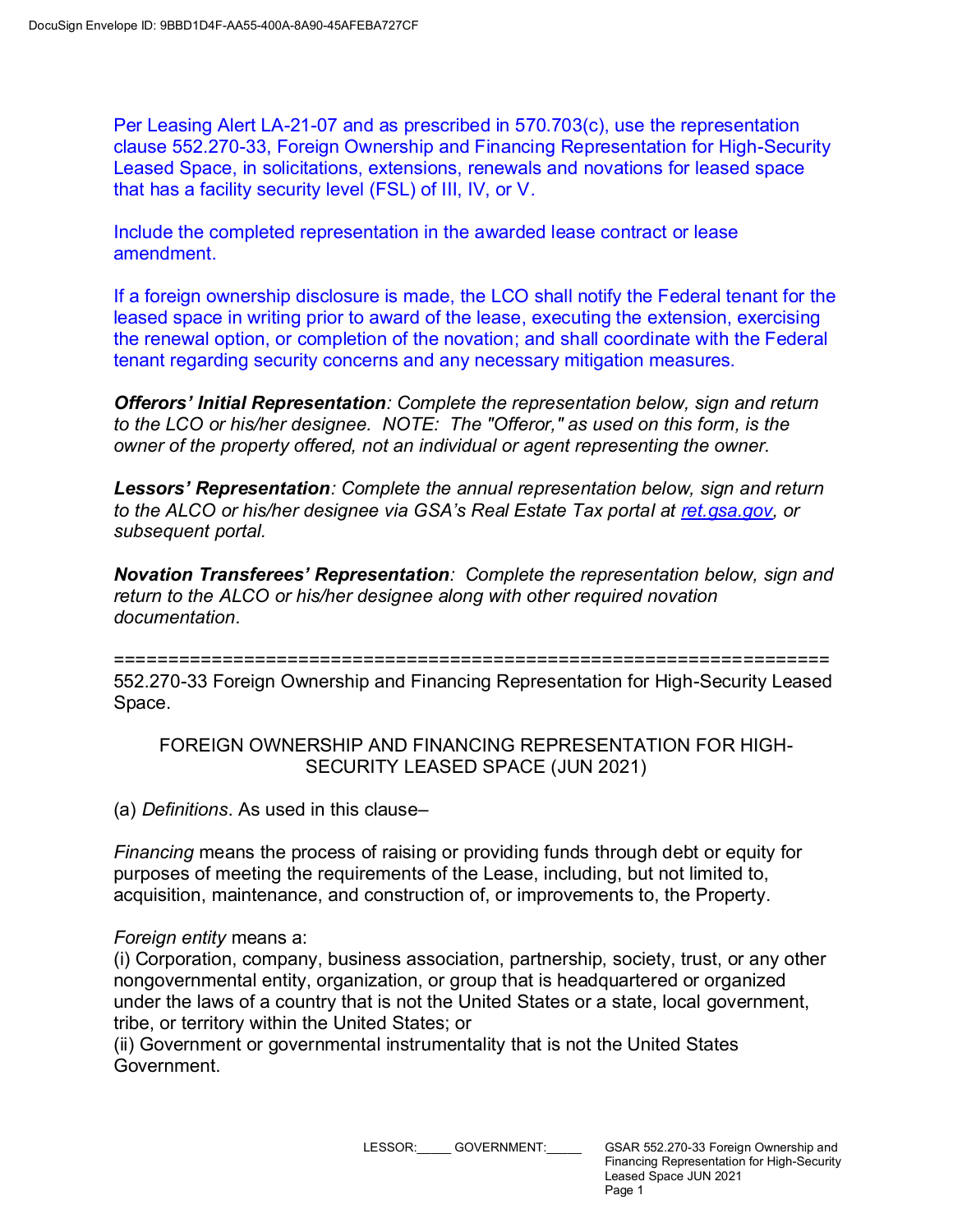Per Leasing Alert LA-21-07 and as prescribed in 570.703(c), use the representation clause 552.270-33, Foreign Ownership and Financing Representation for High-Security Leased Space, in solicitations, extensions, renewals and novations for leased space that has a facility security level (FSL) of III, IV, or V.

Include the completed representation in the awarded lease contract or lease amendment.

If a foreign ownership disclosure is made, the LCO shall notify the Federal tenant for the leased space in writing prior to award of the lease, executing the extension, exercising the renewal option, or completion of the novation; and shall coordinate with the Federal tenant regarding security concerns and any necessary mitigation measures.

***Offerors' Initial Representation****: Complete the representation below, sign and return to the LCO or his/her designee. NOTE: The "Offeror," as used on this form, is the owner of the property offered, not an individual or agent representing the owner.*

***Lessors' Representation****: Complete the annual representation below, sign and return to the ALCO or his/her designee via GSA's Real Estate Tax portal at ret.gsa.gov, or subsequent portal.*

***Novation Transferees' Representation****: Complete the representation below, sign and return to the ALCO or his/her designee along with other required novation documentation.*

=================================================================

552.270-33 Foreign Ownership and Financing Representation for High-Security Leased Space.

FOREIGN OWNERSHIP AND FINANCING REPRESENTATION FOR HIGH-SECURITY LEASED SPACE (JUN 2021)

(a) *Definitions*. As used in this clause–

*Financing* means the process of raising or providing funds through debt or equity for purposes of meeting the requirements of the Lease, including, but not limited to, acquisition, maintenance, and construction of, or improvements to, the Property.

*Foreign entity* means a:
(i) Corporation, company, business association, partnership, society, trust, or any other nongovernmental entity, organization, or group that is headquartered or organized under the laws of a country that is not the United States or a state, local government, tribe, or territory within the United States; or
(ii) Government or governmental instrumentality that is not the United States Government.

LESSOR:_____ GOVERNMENT:_____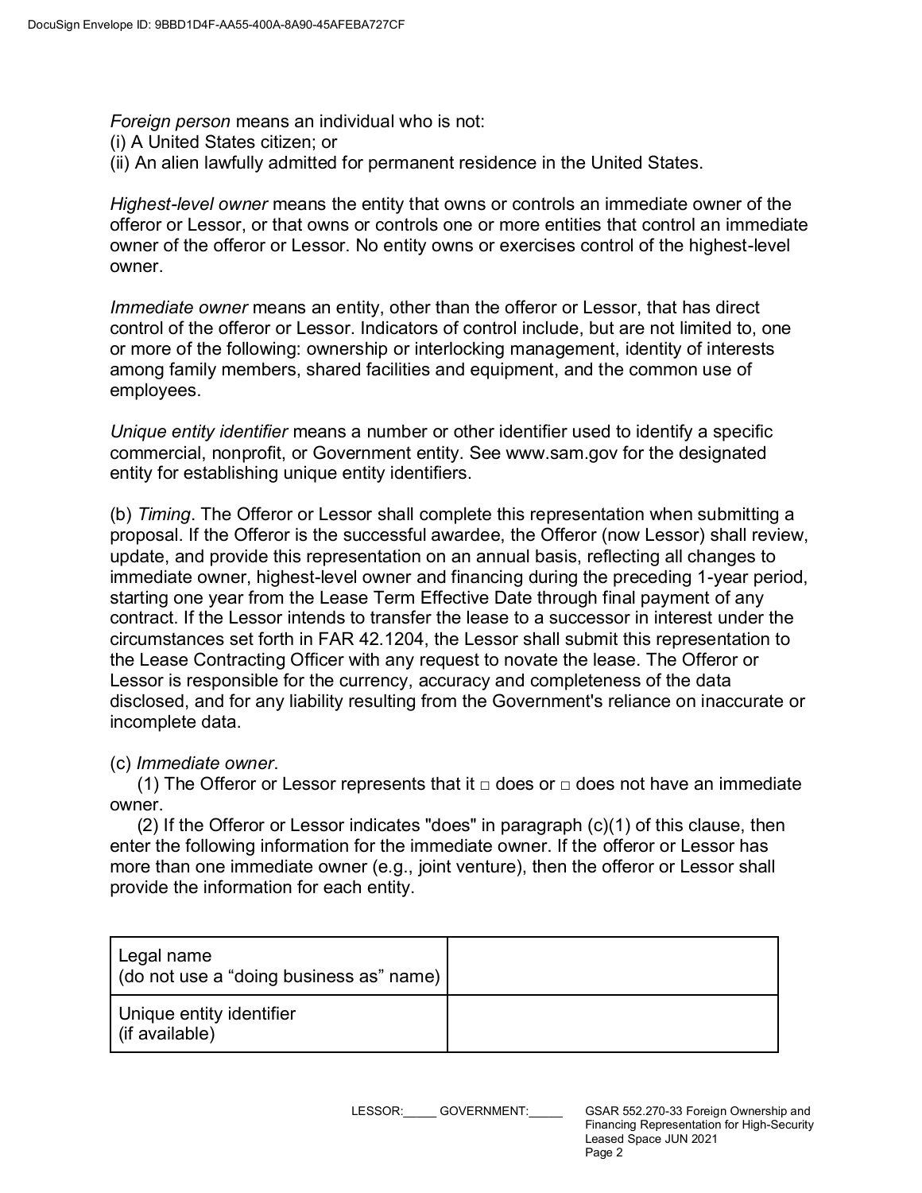*Foreign person* means an individual who is not:
(i) A United States citizen; or
(ii) An alien lawfully admitted for permanent residence in the United States.

*Highest-level owner* means the entity that owns or controls an immediate owner of the offeror or Lessor, or that owns or controls one or more entities that control an immediate owner of the offeror or Lessor. No entity owns or exercises control of the highest-level owner.

*Immediate owner* means an entity, other than the offeror or Lessor, that has direct control of the offeror or Lessor. Indicators of control include, but are not limited to, one or more of the following: ownership or interlocking management, identity of interests among family members, shared facilities and equipment, and the common use of employees.

*Unique entity identifier* means a number or other identifier used to identify a specific commercial, nonprofit, or Government entity. See www.sam.gov for the designated entity for establishing unique entity identifiers.

(b) *Timing*. The Offeror or Lessor shall complete this representation when submitting a proposal. If the Offeror is the successful awardee, the Offeror (now Lessor) shall review, update, and provide this representation on an annual basis, reflecting all changes to immediate owner, highest-level owner and financing during the preceding 1-year period, starting one year from the Lease Term Effective Date through final payment of any contract. If the Lessor intends to transfer the lease to a successor in interest under the circumstances set forth in FAR 42.1204, the Lessor shall submit this representation to the Lease Contracting Officer with any request to novate the lease. The Offeror or Lessor is responsible for the currency, accuracy and completeness of the data disclosed, and for any liability resulting from the Government's reliance on inaccurate or incomplete data.

(c) *Immediate owner*.

(1) The Offeror or Lessor represents that it □ does or □ does not have an immediate owner.

(2) If the Offeror or Lessor indicates "does" in paragraph (c)(1) of this clause, then enter the following information for the immediate owner. If the offeror or Lessor has more than one immediate owner (e.g., joint venture), then the offeror or Lessor shall provide the information for each entity.

| | |
|---|---|
| Legal name (do not use a "doing business as" name) | |
| Unique entity identifier (if available) | |

LESSOR:_____ GOVERNMENT:_____ GSAR 552.270-33 Foreign Ownership and Financing Representation for High-Security Leased Space JUN 2021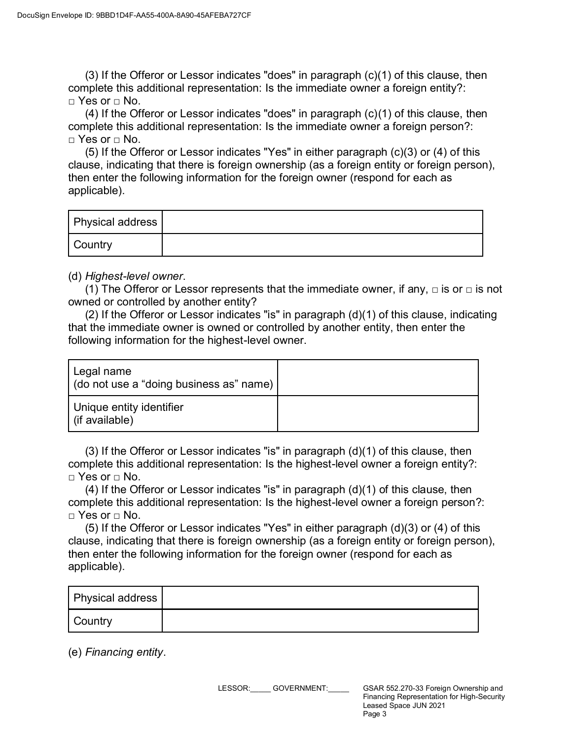(3) If the Offeror or Lessor indicates "does" in paragraph (c)(1) of this clause, then complete this additional representation: Is the immediate owner a foreign entity?: □ Yes or □ No.

(4) If the Offeror or Lessor indicates "does" in paragraph (c)(1) of this clause, then complete this additional representation: Is the immediate owner a foreign person?: □ Yes or □ No.

(5) If the Offeror or Lessor indicates "Yes" in either paragraph (c)(3) or (4) of this clause, indicating that there is foreign ownership (as a foreign entity or foreign person), then enter the following information for the foreign owner (respond for each as applicable).

| Physical address | |
|---|---|
| Country | |

(d) *Highest-level owner*.

(1) The Offeror or Lessor represents that the immediate owner, if any, □ is or □ is not owned or controlled by another entity?

(2) If the Offeror or Lessor indicates "is" in paragraph (d)(1) of this clause, indicating that the immediate owner is owned or controlled by another entity, then enter the following information for the highest-level owner.

| Legal name (do not use a "doing business as" name) | |
|---|---|
| Unique entity identifier (if available) | |

(3) If the Offeror or Lessor indicates "is" in paragraph (d)(1) of this clause, then complete this additional representation: Is the highest-level owner a foreign entity?: □ Yes or □ No.

(4) If the Offeror or Lessor indicates "is" in paragraph (d)(1) of this clause, then complete this additional representation: Is the highest-level owner a foreign person?: □ Yes or □ No.

(5) If the Offeror or Lessor indicates "Yes" in either paragraph (d)(3) or (4) of this clause, indicating that there is foreign ownership (as a foreign entity or foreign person), then enter the following information for the foreign owner (respond for each as applicable).

| Physical address | |
|---|---|
| Country | |

(e) *Financing entity*.

LESSOR:_____ GOVERNMENT:_____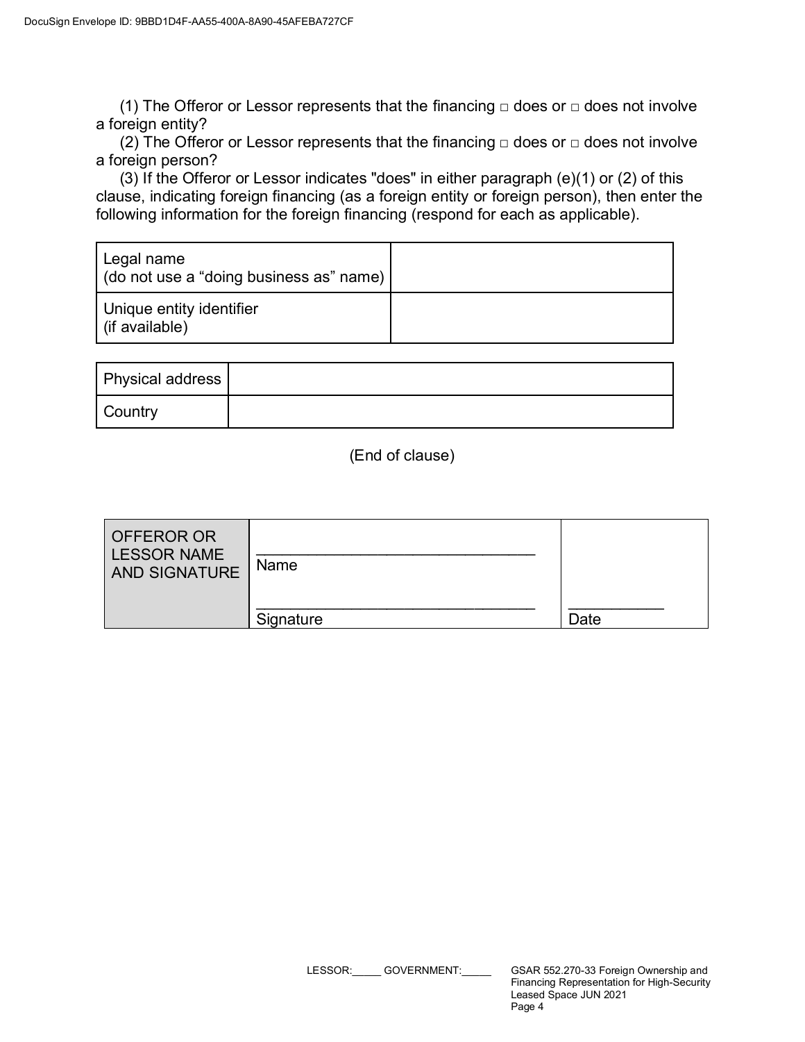(1) The Offeror or Lessor represents that the financing □ does or □ does not involve a foreign entity?

(2) The Offeror or Lessor represents that the financing □ does or □ does not involve a foreign person?

(3) If the Offeror or Lessor indicates "does" in either paragraph (e)(1) or (2) of this clause, indicating foreign financing (as a foreign entity or foreign person), then enter the following information for the foreign financing (respond for each as applicable).

| | |
|---|---|
| Legal name (do not use a “doing business as” name) | |
| Unique entity identifier (if available) | |

| | |
|---|---|
| Physical address | |
| Country | |

(End of clause)

| | | |
|---|---|---|
| OFFEROR OR LESSOR NAME AND SIGNATURE | ________________________________ Name<br><br>________________________________ Signature | ___________ Date |

LESSOR:_____ GOVERNMENT:_____

GSAR 552.270-33 Foreign Ownership and Financing Representation for High-Security Leased Space JUN 2021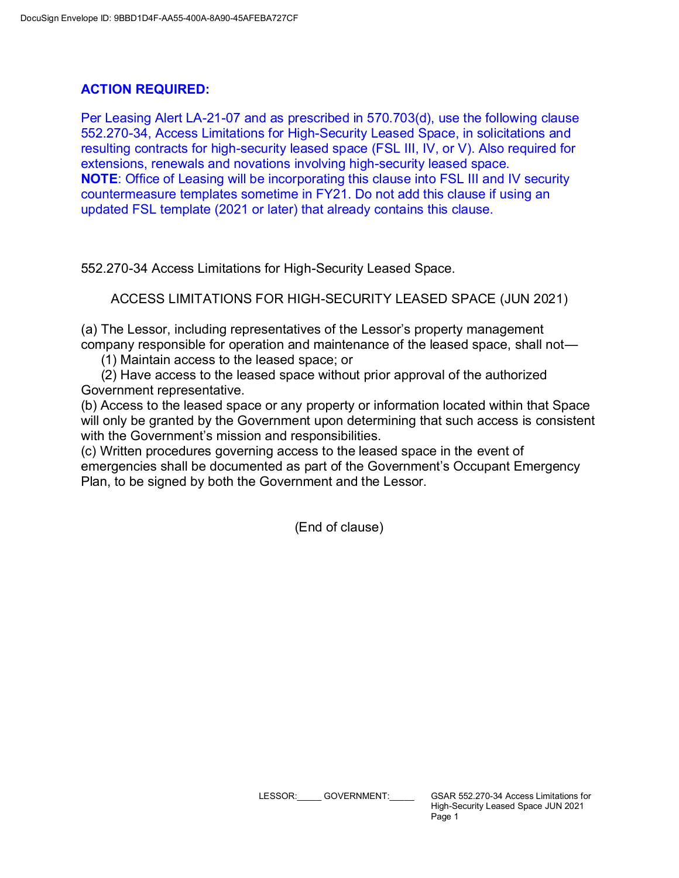**ACTION REQUIRED:**

Per Leasing Alert LA-21-07 and as prescribed in 570.703(d), use the following clause 552.270-34, Access Limitations for High-Security Leased Space, in solicitations and resulting contracts for high-security leased space (FSL III, IV, or V). Also required for extensions, renewals and novations involving high-security leased space.
**NOTE**: Office of Leasing will be incorporating this clause into FSL III and IV security countermeasure templates sometime in FY21. Do not add this clause if using an updated FSL template (2021 or later) that already contains this clause.

552.270-34 Access Limitations for High-Security Leased Space.

ACCESS LIMITATIONS FOR HIGH-SECURITY LEASED SPACE (JUN 2021)

(a) The Lessor, including representatives of the Lessor's property management company responsible for operation and maintenance of the leased space, shall not—

(1) Maintain access to the leased space; or

(2) Have access to the leased space without prior approval of the authorized Government representative.

(b) Access to the leased space or any property or information located within that Space will only be granted by the Government upon determining that such access is consistent with the Government's mission and responsibilities.

(c) Written procedures governing access to the leased space in the event of emergencies shall be documented as part of the Government's Occupant Emergency Plan, to be signed by both the Government and the Lessor.

(End of clause)

LESSOR:_____ GOVERNMENT:_____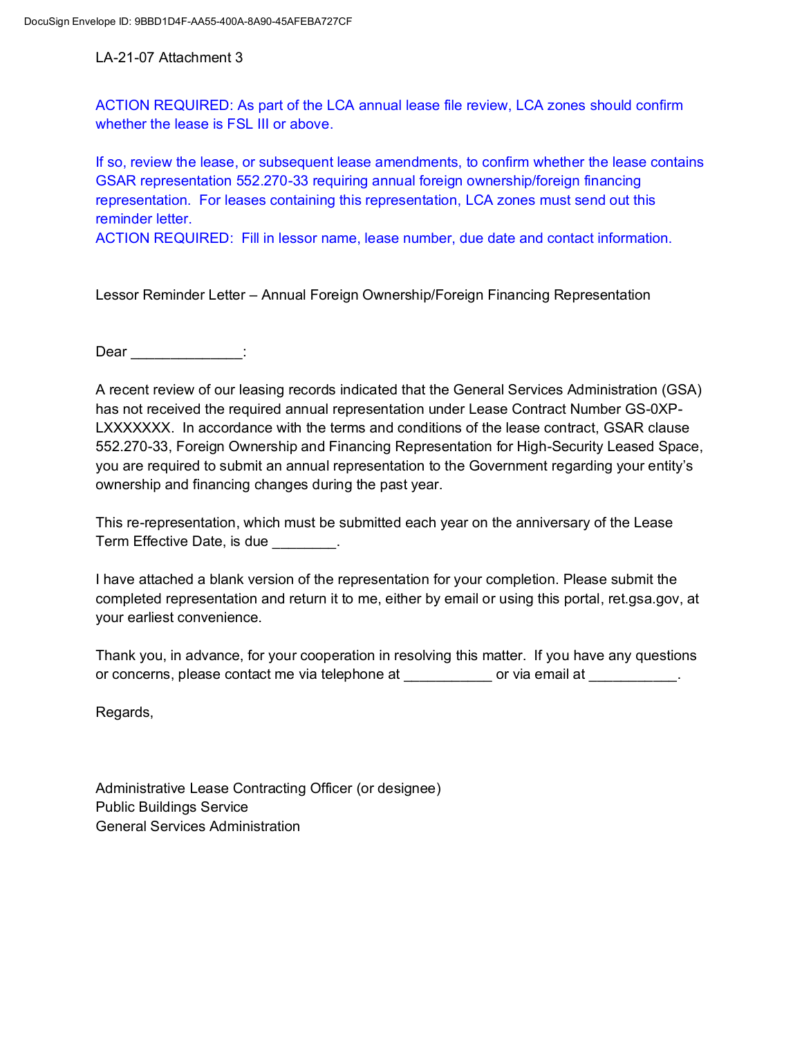LA-21-07 Attachment 3

ACTION REQUIRED: As part of the LCA annual lease file review, LCA zones should confirm whether the lease is FSL III or above.

If so, review the lease, or subsequent lease amendments, to confirm whether the lease contains GSAR representation 552.270-33 requiring annual foreign ownership/foreign financing representation. For leases containing this representation, LCA zones must send out this reminder letter.
ACTION REQUIRED: Fill in lessor name, lease number, due date and contact information.

Lessor Reminder Letter – Annual Foreign Ownership/Foreign Financing Representation

Dear ______________:

A recent review of our leasing records indicated that the General Services Administration (GSA) has not received the required annual representation under Lease Contract Number GS-0XP-LXXXXXXX. In accordance with the terms and conditions of the lease contract, GSAR clause 552.270-33, Foreign Ownership and Financing Representation for High-Security Leased Space, you are required to submit an annual representation to the Government regarding your entity's ownership and financing changes during the past year.

This re-representation, which must be submitted each year on the anniversary of the Lease Term Effective Date, is due ________.

I have attached a blank version of the representation for your completion. Please submit the completed representation and return it to me, either by email or using this portal, ret.gsa.gov, at your earliest convenience.

Thank you, in advance, for your cooperation in resolving this matter. If you have any questions or concerns, please contact me via telephone at ___________ or via email at ___________.

Regards,

Administrative Lease Contracting Officer (or designee)
Public Buildings Service
General Services Administration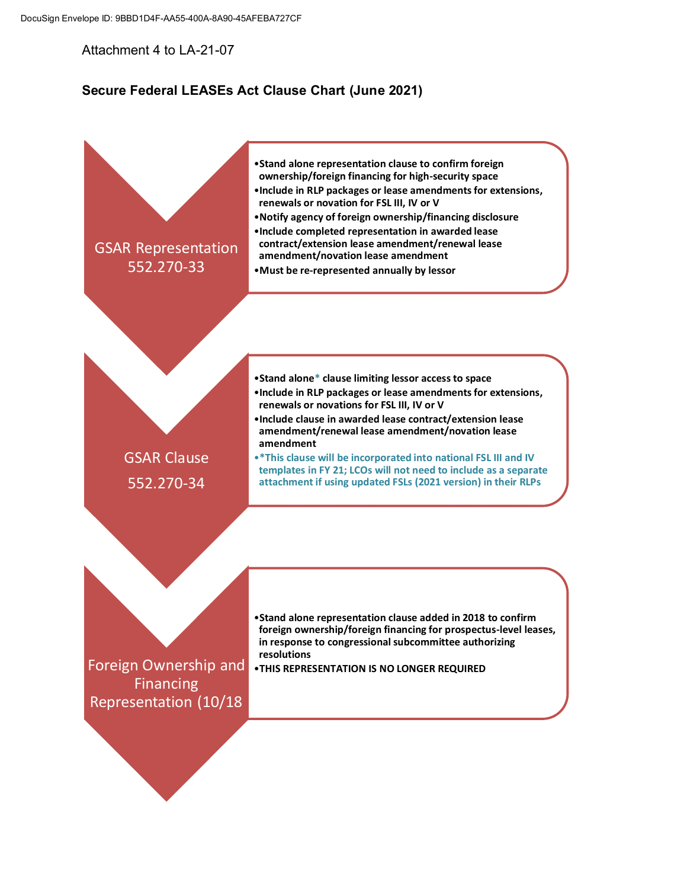Attachment 4 to LA-21-07

## Secure Federal LEASEs Act Clause Chart (June 2021)

### GSAR Representation 552.270-33

- Stand alone representation clause to confirm foreign ownership/foreign financing for high-security space
- Include in RLP packages or lease amendments for extensions, renewals or novation for FSL III, IV or V
- Notify agency of foreign ownership/financing disclosure
- Include completed representation in awarded lease contract/extension lease amendment/renewal lease amendment/novation lease amendment
- Must be re-represented annually by lessor

### GSAR Clause 552.270-34

- Stand alone* clause limiting lessor access to space
- Include in RLP packages or lease amendments for extensions, renewals or novations for FSL III, IV or V
- Include clause in awarded lease contract/extension lease amendment/renewal lease amendment/novation lease amendment
- *This clause will be incorporated into national FSL III and IV templates in FY 21; LCOs will not need to include as a separate attachment if using updated FSLs (2021 version) in their RLPs

### Foreign Ownership and Financing Representation (10/18

- Stand alone representation clause added in 2018 to confirm foreign ownership/foreign financing for prospectus-level leases, in response to congressional subcommittee authorizing resolutions
- THIS REPRESENTATION IS NO LONGER REQUIRED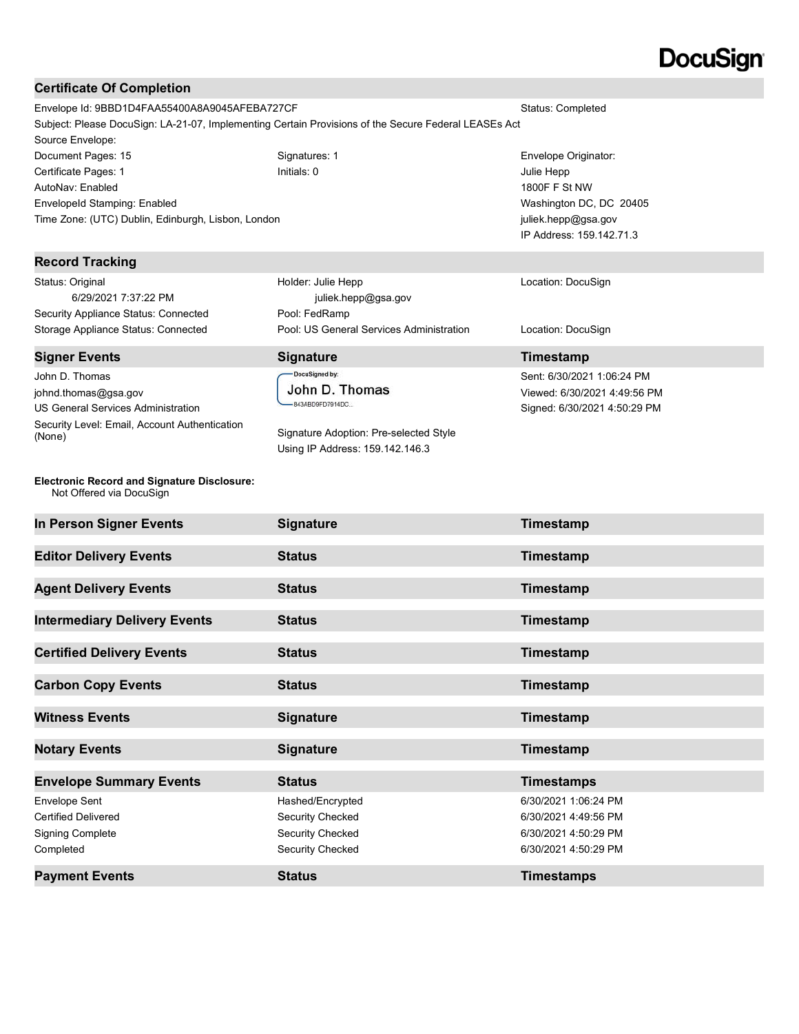DocuSign

## Certificate Of Completion

| | | |
|---|---|---|
| Envelope Id: 9BBD1D4FAA55400A8A9045AFEBA727CF | | Status: Completed |
| Subject: Please DocuSign: LA-21-07, Implementing Certain Provisions of the Secure Federal LEASEs Act | | |
| Source Envelope: | | |
| Document Pages: 15 | Signatures: 1 | Envelope Originator: |
| Certificate Pages: 1 | Initials: 0 | Julie Hepp |
| AutoNav: Enabled | | 1800F F St NW |
| EnvelopeId Stamping: Enabled | | Washington DC, DC 20405 |
| Time Zone: (UTC) Dublin, Edinburgh, Lisbon, London | | juliek.hepp@gsa.gov |
| | | IP Address: 159.142.71.3 |

## Record Tracking

| | | |
|---|---|---|
| Status: Original<br>6/29/2021 7:37:22 PM | Holder: Julie Hepp<br>juliek.hepp@gsa.gov | Location: DocuSign |
| Security Appliance Status: Connected | Pool: FedRamp | |
| Storage Appliance Status: Connected | Pool: US General Services Administration | Location: DocuSign |

| Signer Events | Signature | Timestamp |
|---|---|---|
| John D. Thomas<br>johnd.thomas@gsa.gov<br>US General Services Administration<br>Security Level: Email, Account Authentication (None) | DocuSigned by:<br>John D. Thomas<br>843ABD9FD7914DC...<br><br>Signature Adoption: Pre-selected Style<br>Using IP Address: 159.142.146.3 | Sent: 6/30/2021 1:06:24 PM<br>Viewed: 6/30/2021 4:49:56 PM<br>Signed: 6/30/2021 4:50:29 PM |

**Electronic Record and Signature Disclosure:**
Not Offered via DocuSign

| In Person Signer Events | Signature | Timestamp |
|---|---|---|

| Editor Delivery Events | Status | Timestamp |
|---|---|---|

| Agent Delivery Events | Status | Timestamp |
|---|---|---|

| Intermediary Delivery Events | Status | Timestamp |
|---|---|---|

| Certified Delivery Events | Status | Timestamp |
|---|---|---|

| Carbon Copy Events | Status | Timestamp |
|---|---|---|

| Witness Events | Signature | Timestamp |
|---|---|---|

| Notary Events | Signature | Timestamp |
|---|---|---|

| Envelope Summary Events | Status | Timestamps |
|---|---|---|
| Envelope Sent | Hashed/Encrypted | 6/30/2021 1:06:24 PM |
| Certified Delivered | Security Checked | 6/30/2021 4:49:56 PM |
| Signing Complete | Security Checked | 6/30/2021 4:50:29 PM |
| Completed | Security Checked | 6/30/2021 4:50:29 PM |

| Payment Events | Status | Timestamps |
|---|---|---|